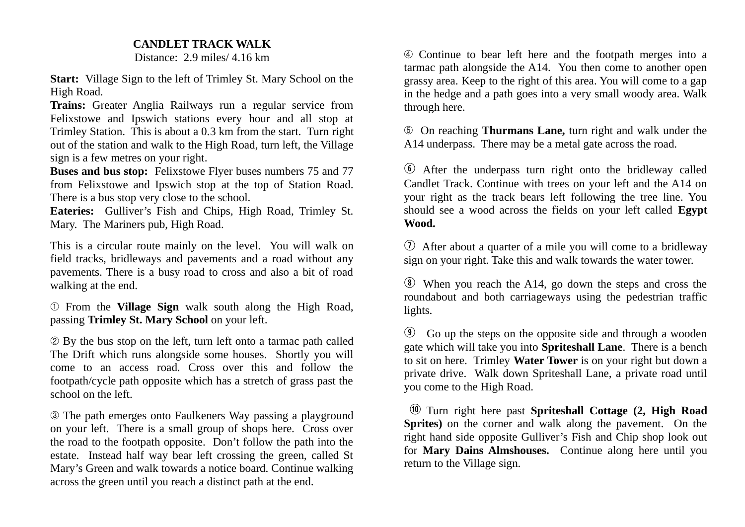# CANDLET TRACK WALK

Distance: 2.9 miles/ 4.16 km

**Start:** Village Sign to the left of Trimley St. Mary School on the High Road.

**Trains:** Greater Anglia Railways run a regular service from Felixstowe and Ipswich stations every hour and all stop at Trimley Station. This is about a 0.3 km from the start. Turn right out of the station and walk to the High Road, turn left, the Village sign is a few metres on your right.

**Buses and bus stop:** Felixstowe Flyer buses numbers 75 and 77 from Felixstowe and Ipswich stop at the top of Station Road. There is a bus stop very close to the school.

**Eateries:** Gulliver's Fish and Chips, High Road, Trimley St. Mary. The Mariners pub, High Road.

This is a circular route mainly on the level. You will walk on field tracks, bridleways and pavements and a road without any pavements. There is a busy road to cross and also a bit of road walking at the end.

① From the **Village Sign** walk south along the High Road, passing **Trimley St. Mary School** on your left.

② By the bus stop on the left, turn left onto a tarmac path called The Drift which runs alongside some houses. Shortly you will come to an access road. Cross over this and follow the footpath/cycle path opposite which has a stretch of grass past the school on the left.

③ The path emerges onto Faulkeners Way passing a playground on your left. There is a small group of shops here. Cross over the road to the footpath opposite. Don't follow the path into the estate. Instead half way bear left crossing the green, called St Mary's Green and walk towards a notice board. Continue walking across the green until you reach a distinct path at the end.

④ Continue to bear left here and the footpath merges into a tarmac path alongside the A14. You then come to another open grassy area. Keep to the right of this area. You will come to a gap in the hedge and a path goes into a very small woody area. Walk through here.

⑤ On reaching **Thurmans Lane,** turn right and walk under the A14 underpass. There may be a metal gate across the road.

⑥ After the underpass turn right onto the bridleway called Candlet Track. Continue with trees on your left and the A14 on your right as the track bears left following the tree line. You should see a wood across the fields on your left called **Egypt Wood.**

⑦ After about a quarter of a mile you will come to a bridleway sign on your right. Take this and walk towards the water tower.

⑧ When you reach the A14, go down the steps and cross the roundabout and both carriageways using the pedestrian traffic lights.

⑨ Go up the steps on the opposite side and through a wooden gate which will take you into **Spriteshall Lane**. There is a bench to sit on here. Trimley **Water Tower** is on your right but down a private drive. Walk down Spriteshall Lane, a private road until you come to the High Road.

⑩ Turn right here past **Spriteshall Cottage (2, High Road Sprites)** on the corner and walk along the pavement. On the right hand side opposite Gulliver's Fish and Chip shop look out for **Mary Dains Almshouses.** Continue along here until you return to the Village sign.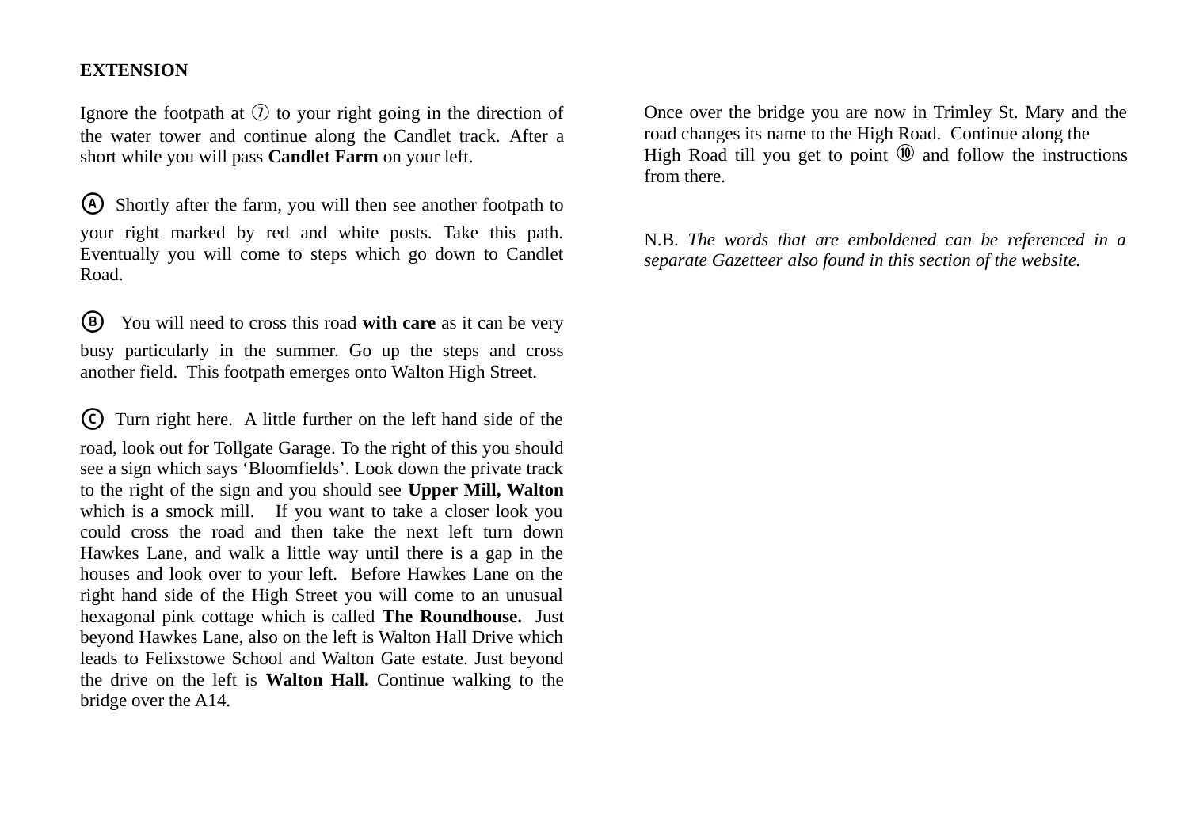## EXTENSION

Ignore the footpath at ⑦ to your right going in the direction of the water tower and continue along the Candlet track. After a short while you will pass **Candlet Farm** on your left.

Ⓐ Shortly after the farm, you will then see another footpath to your right marked by red and white posts. Take this path. Eventually you will come to steps which go down to Candlet Road.

Ⓑ You will need to cross this road **with care** as it can be very busy particularly in the summer. Go up the steps and cross another field. This footpath emerges onto Walton High Street.

Ⓒ Turn right here. A little further on the left hand side of the road, look out for Tollgate Garage. To the right of this you should see a sign which says 'Bloomfields'. Look down the private track to the right of the sign and you should see **Upper Mill, Walton** which is a smock mill. If you want to take a closer look you could cross the road and then take the next left turn down Hawkes Lane, and walk a little way until there is a gap in the houses and look over to your left. Before Hawkes Lane on the right hand side of the High Street you will come to an unusual hexagonal pink cottage which is called **The Roundhouse.** Just beyond Hawkes Lane, also on the left is Walton Hall Drive which leads to Felixstowe School and Walton Gate estate. Just beyond the drive on the left is **Walton Hall.** Continue walking to the bridge over the A14.

Once over the bridge you are now in Trimley St. Mary and the road changes its name to the High Road. Continue along the High Road till you get to point ⑩ and follow the instructions from there.

N.B. *The words that are emboldened can be referenced in a separate Gazetteer also found in this section of the website.*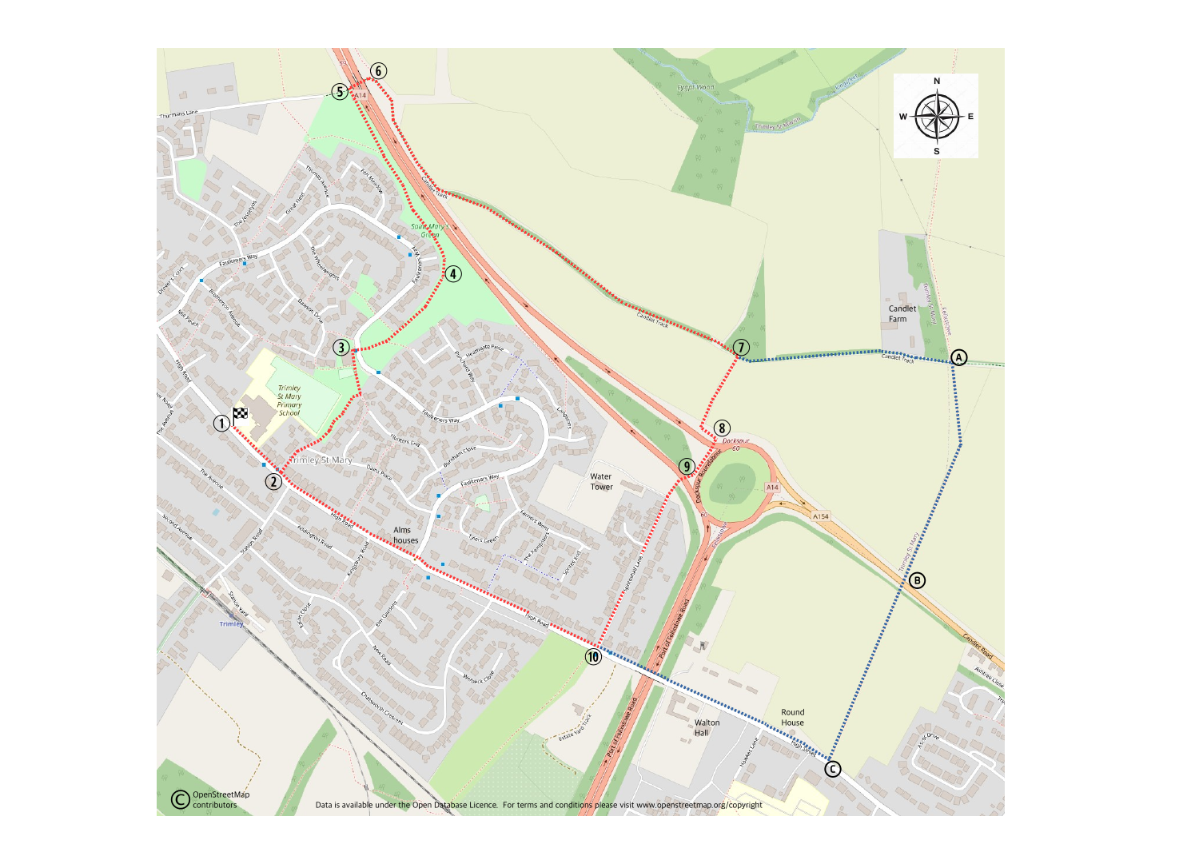N

W

E

S

Egypt Wood

Trimley St Martin

Thurmans Lane

Candlet Track

Saint Mary's Green

Candlet Farm

Trimley St Mary Primary School

Trimley St Mary

Water Tower

Almshouses

Dockspur Roundabout

A14

A154

Candlet Road

Round House

Walton Hall

High Road

High Street

Port of Felixstowe Road

Trimley

1 2 3 4 5 6 7 8 9 10

A B C

© OpenStreetMap contributors

Data is available under the Open Database Licence. For terms and conditions please visit www.openstreetmap.org/copyright